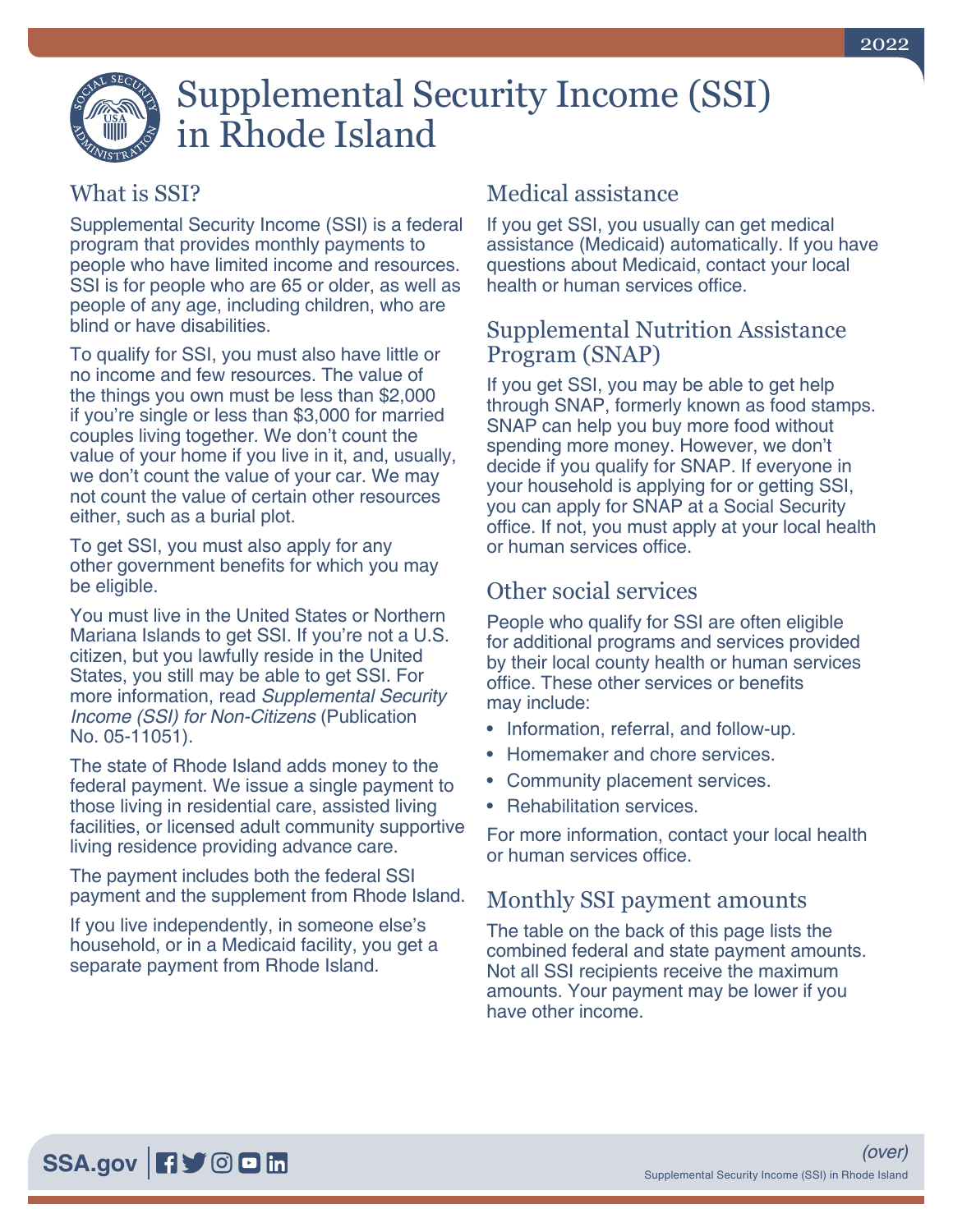# Supplemental Security Income (SSI) in Rhode Island

2022

## What is SSI?

Supplemental Security Income (SSI) is a federal program that provides monthly payments to people who have limited income and resources. SSI is for people who are 65 or older, as well as people of any age, including children, who are blind or have disabilities.

To qualify for SSI, you must also have little or no income and few resources. The value of the things you own must be less than $2,000 if you're single or less than $3,000 for married couples living together. We don't count the value of your home if you live in it, and, usually, we don't count the value of your car. We may not count the value of certain other resources either, such as a burial plot.

To get SSI, you must also apply for any other government benefits for which you may be eligible.

You must live in the United States or Northern Mariana Islands to get SSI. If you're not a U.S. citizen, but you lawfully reside in the United States, you still may be able to get SSI. For more information, read *Supplemental Security Income (SSI) for Non-Citizens* (Publication No. 05-11051).

The state of Rhode Island adds money to the federal payment. We issue a single payment to those living in residential care, assisted living facilities, or licensed adult community supportive living residence providing advance care.

The payment includes both the federal SSI payment and the supplement from Rhode Island.

If you live independently, in someone else's household, or in a Medicaid facility, you get a separate payment from Rhode Island.

## Medical assistance

If you get SSI, you usually can get medical assistance (Medicaid) automatically. If you have questions about Medicaid, contact your local health or human services office.

## Supplemental Nutrition Assistance Program (SNAP)

If you get SSI, you may be able to get help through SNAP, formerly known as food stamps. SNAP can help you buy more food without spending more money. However, we don't decide if you qualify for SNAP. If everyone in your household is applying for or getting SSI, you can apply for SNAP at a Social Security office. If not, you must apply at your local health or human services office.

## Other social services

People who qualify for SSI are often eligible for additional programs and services provided by their local county health or human services office. These other services or benefits may include:

- Information, referral, and follow-up.
- Homemaker and chore services.
- Community placement services.
- Rehabilitation services.

For more information, contact your local health or human services office.

## Monthly SSI payment amounts

The table on the back of this page lists the combined federal and state payment amounts. Not all SSI recipients receive the maximum amounts. Your payment may be lower if you have other income.

*(over)*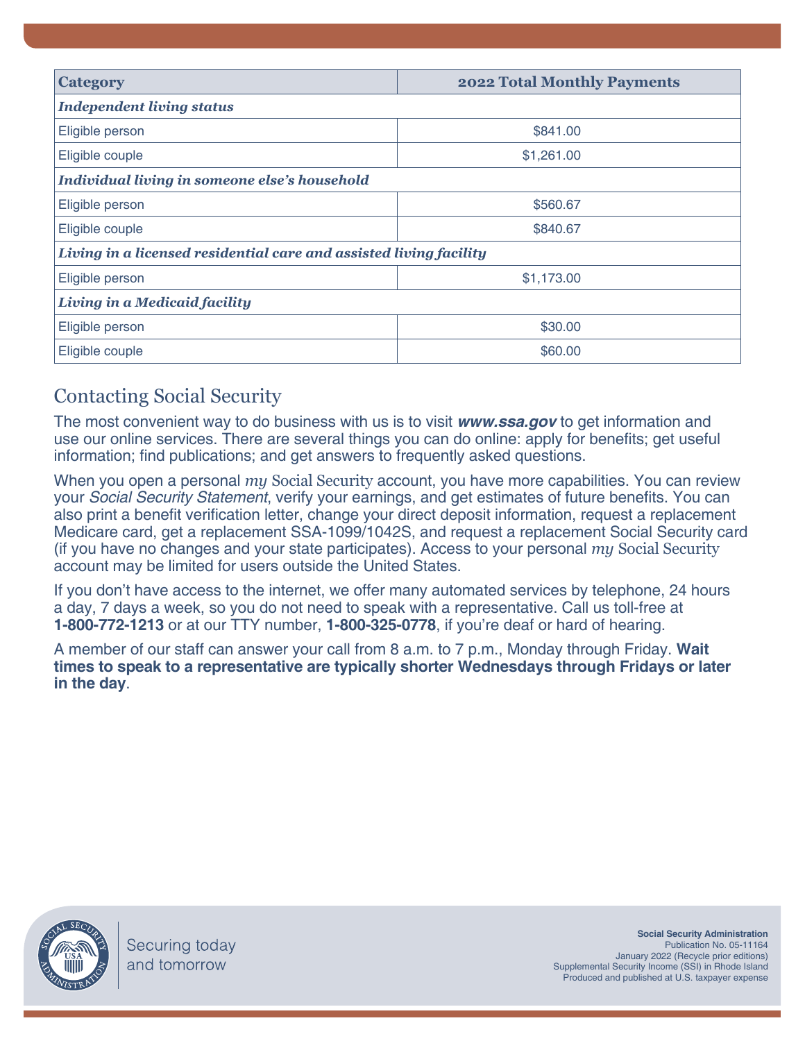| Category | 2022 Total Monthly Payments |
| --- | --- |
| ***Independent living status*** | |
| Eligible person | $841.00 |
| Eligible couple | $1,261.00 |
| ***Individual living in someone else's household*** | |
| Eligible person | $560.67 |
| Eligible couple | $840.67 |
| ***Living in a licensed residential care and assisted living facility*** | |
| Eligible person | $1,173.00 |
| ***Living in a Medicaid facility*** | |
| Eligible person | $30.00 |
| Eligible couple | $60.00 |

## Contacting Social Security

The most convenient way to do business with us is to visit ***www.ssa.gov*** to get information and use our online services. There are several things you can do online: apply for benefits; get useful information; find publications; and get answers to frequently asked questions.

When you open a personal *my* Social Security account, you have more capabilities. You can review your *Social Security Statement*, verify your earnings, and get estimates of future benefits. You can also print a benefit verification letter, change your direct deposit information, request a replacement Medicare card, get a replacement SSA-1099/1042S, and request a replacement Social Security card (if you have no changes and your state participates). Access to your personal *my* Social Security account may be limited for users outside the United States.

If you don't have access to the internet, we offer many automated services by telephone, 24 hours a day, 7 days a week, so you do not need to speak with a representative. Call us toll-free at **1-800-772-1213** or at our TTY number, **1-800-325-0778**, if you're deaf or hard of hearing.

A member of our staff can answer your call from 8 a.m. to 7 p.m., Monday through Friday. **Wait times to speak to a representative are typically shorter Wednesdays through Fridays or later in the day**.

Securing today and tomorrow

**Social Security Administration**
Publication No. 05-11164
January 2022 (Recycle prior editions)
Supplemental Security Income (SSI) in Rhode Island
Produced and published at U.S. taxpayer expense